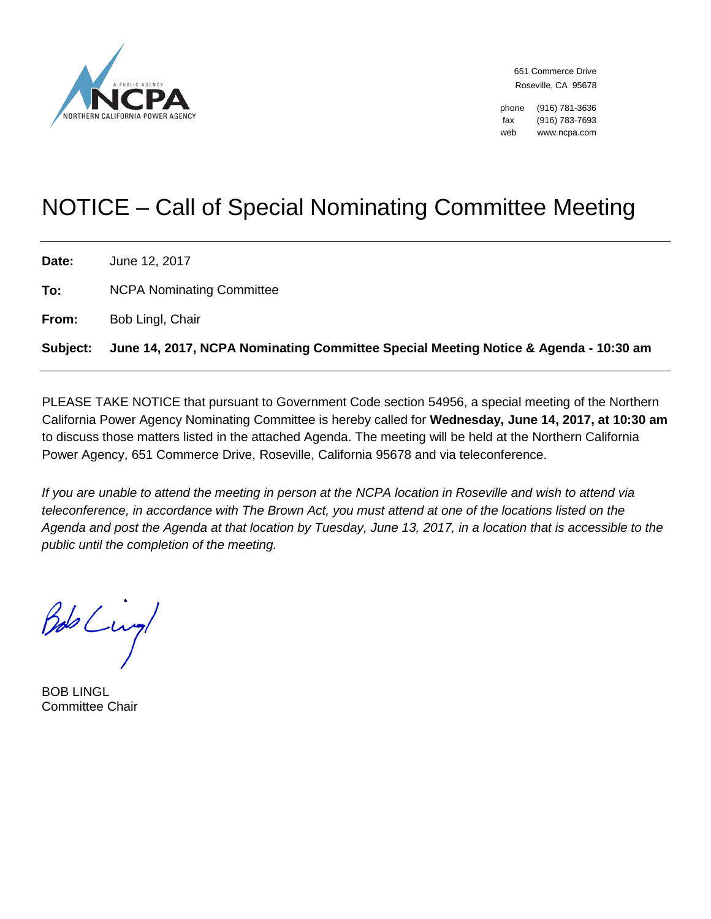A PUBLIC AGENCY
**NCPA**
NORTHERN CALIFORNIA POWER AGENCY

651 Commerce Drive
Roseville, CA 95678

phone (916) 781-3636
fax (916) 783-7693
web www.ncpa.com

# NOTICE – Call of Special Nominating Committee Meeting

**Date:** June 12, 2017

**To:** NCPA Nominating Committee

**From:** Bob Lingl, Chair

**Subject:** **June 14, 2017, NCPA Nominating Committee Special Meeting Notice & Agenda - 10:30 am**

---

PLEASE TAKE NOTICE that pursuant to Government Code section 54956, a special meeting of the Northern California Power Agency Nominating Committee is hereby called for **Wednesday, June 14, 2017, at 10:30 am** to discuss those matters listed in the attached Agenda. The meeting will be held at the Northern California Power Agency, 651 Commerce Drive, Roseville, California 95678 and via teleconference.

*If you are unable to attend the meeting in person at the NCPA location in Roseville and wish to attend via teleconference, in accordance with The Brown Act, you must attend at one of the locations listed on the Agenda and post the Agenda at that location by Tuesday, June 13, 2017, in a location that is accessible to the public until the completion of the meeting.*

Bob Lingl

BOB LINGL
Committee Chair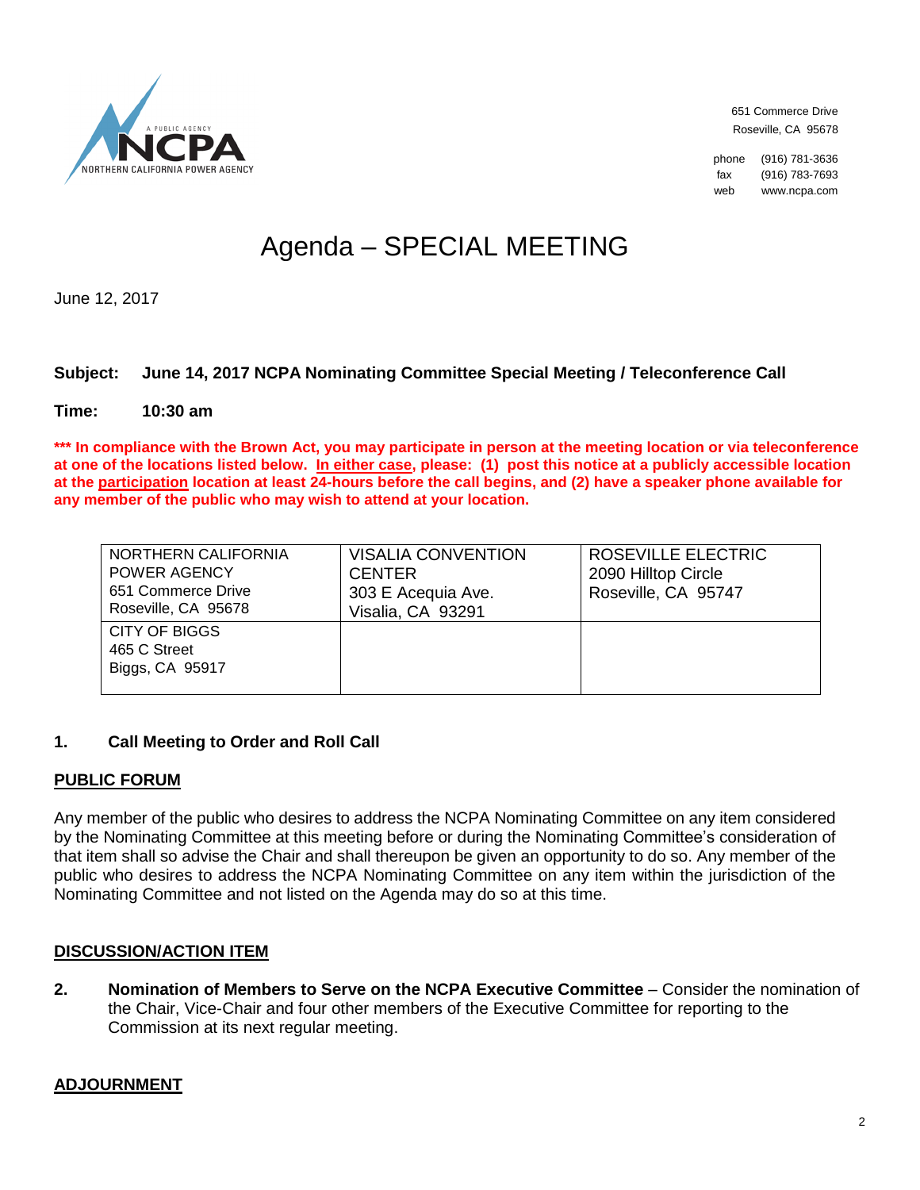NORTHERN CALIFORNIA POWER AGENCY

A PUBLIC AGENCY

651 Commerce Drive
Roseville, CA 95678

phone (916) 781-3636
fax (916) 783-7693
web www.ncpa.com

# Agenda – SPECIAL MEETING

June 12, 2017

**Subject: June 14, 2017 NCPA Nominating Committee Special Meeting / Teleconference Call**

**Time: 10:30 am**

**\*\*\* In compliance with the Brown Act, you may participate in person at the meeting location or via teleconference at one of the locations listed below. In either case, please: (1) post this notice at a publicly accessible location at the participation location at least 24-hours before the call begins, and (2) have a speaker phone available for any member of the public who may wish to attend at your location.**

| | | |
|---|---|---|
| NORTHERN CALIFORNIA POWER AGENCY<br>651 Commerce Drive<br>Roseville, CA 95678 | VISALIA CONVENTION CENTER<br>303 E Acequia Ave.<br>Visalia, CA 93291 | ROSEVILLE ELECTRIC<br>2090 Hilltop Circle<br>Roseville, CA 95747 |
| CITY OF BIGGS<br>465 C Street<br>Biggs, CA 95917 | | |

**1. Call Meeting to Order and Roll Call**

## PUBLIC FORUM

Any member of the public who desires to address the NCPA Nominating Committee on any item considered by the Nominating Committee at this meeting before or during the Nominating Committee's consideration of that item shall so advise the Chair and shall thereupon be given an opportunity to do so. Any member of the public who desires to address the NCPA Nominating Committee on any item within the jurisdiction of the Nominating Committee and not listed on the Agenda may do so at this time.

## DISCUSSION/ACTION ITEM

**2. Nomination of Members to Serve on the NCPA Executive Committee** – Consider the nomination of the Chair, Vice-Chair and four other members of the Executive Committee for reporting to the Commission at its next regular meeting.

## ADJOURNMENT